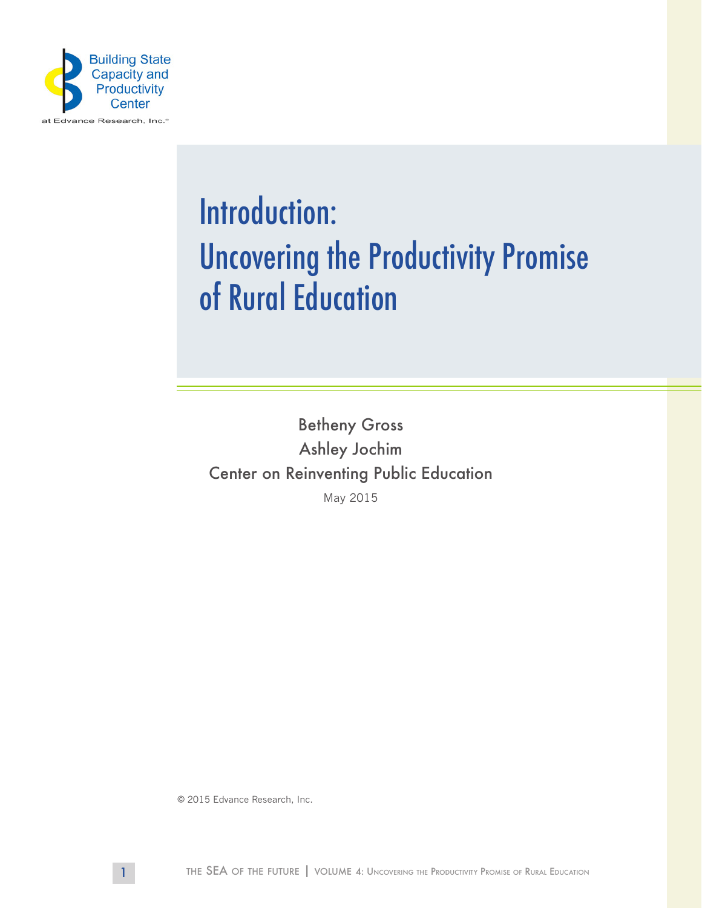Building State Capacity and Productivity Center

at Edvance Research, Inc.®

# Introduction: Uncovering the Productivity Promise of Rural Education

Betheny Gross

Ashley Jochim

Center on Reinventing Public Education

May 2015

© 2015 Edvance Research, Inc.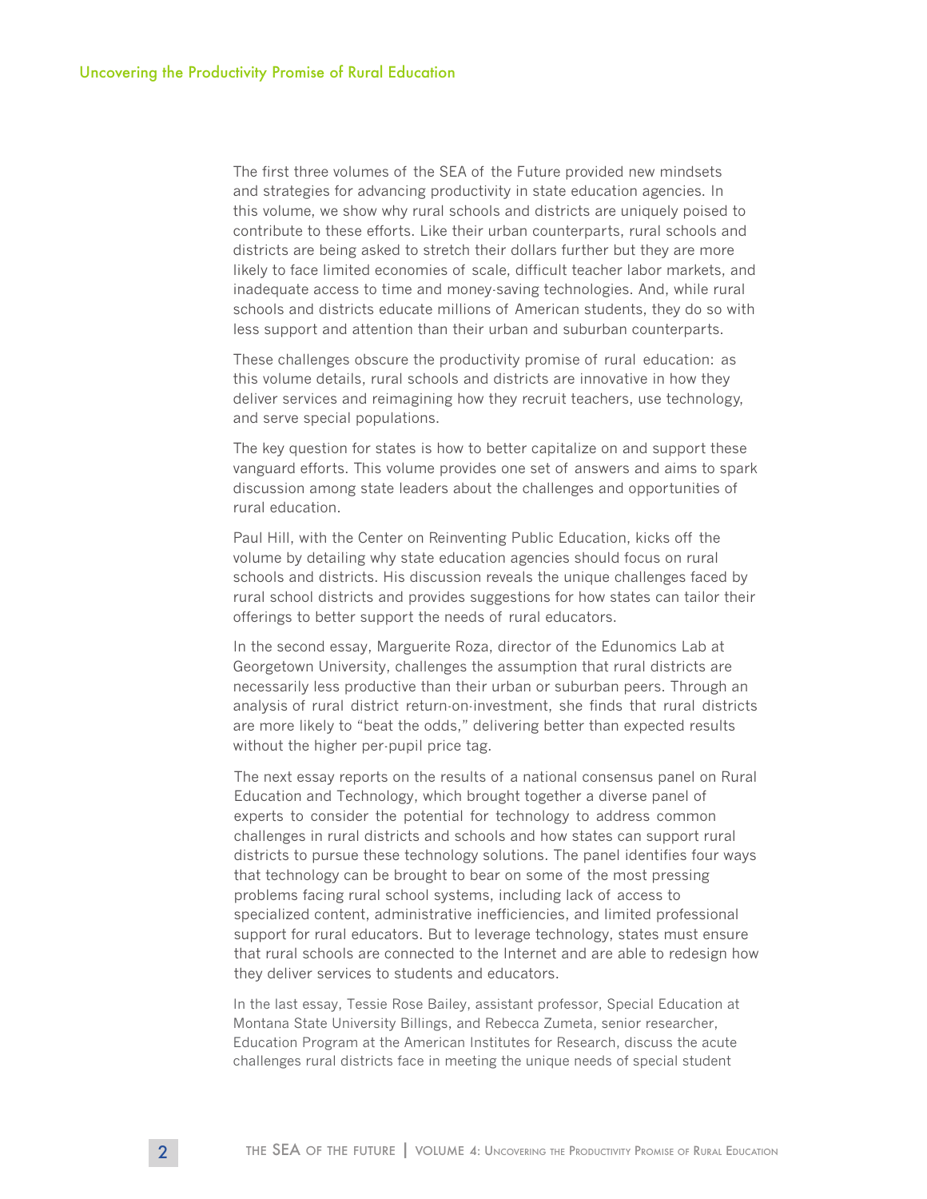The first three volumes of the SEA of the Future provided new mindsets and strategies for advancing productivity in state education agencies. In this volume, we show why rural schools and districts are uniquely poised to contribute to these efforts. Like their urban counterparts, rural schools and districts are being asked to stretch their dollars further but they are more likely to face limited economies of scale, difficult teacher labor markets, and inadequate access to time and money-saving technologies. And, while rural schools and districts educate millions of American students, they do so with less support and attention than their urban and suburban counterparts.

These challenges obscure the productivity promise of rural education: as this volume details, rural schools and districts are innovative in how they deliver services and reimagining how they recruit teachers, use technology, and serve special populations.

The key question for states is how to better capitalize on and support these vanguard efforts. This volume provides one set of answers and aims to spark discussion among state leaders about the challenges and opportunities of rural education.

Paul Hill, with the Center on Reinventing Public Education, kicks off the volume by detailing why state education agencies should focus on rural schools and districts. His discussion reveals the unique challenges faced by rural school districts and provides suggestions for how states can tailor their offerings to better support the needs of rural educators.

In the second essay, Marguerite Roza, director of the Edunomics Lab at Georgetown University, challenges the assumption that rural districts are necessarily less productive than their urban or suburban peers. Through an analysis of rural district return-on-investment, she finds that rural districts are more likely to "beat the odds," delivering better than expected results without the higher per-pupil price tag.

The next essay reports on the results of a national consensus panel on Rural Education and Technology, which brought together a diverse panel of experts to consider the potential for technology to address common challenges in rural districts and schools and how states can support rural districts to pursue these technology solutions. The panel identifies four ways that technology can be brought to bear on some of the most pressing problems facing rural school systems, including lack of access to specialized content, administrative inefficiencies, and limited professional support for rural educators. But to leverage technology, states must ensure that rural schools are connected to the Internet and are able to redesign how they deliver services to students and educators.

In the last essay, Tessie Rose Bailey, assistant professor, Special Education at Montana State University Billings, and Rebecca Zumeta, senior researcher, Education Program at the American Institutes for Research, discuss the acute challenges rural districts face in meeting the unique needs of special student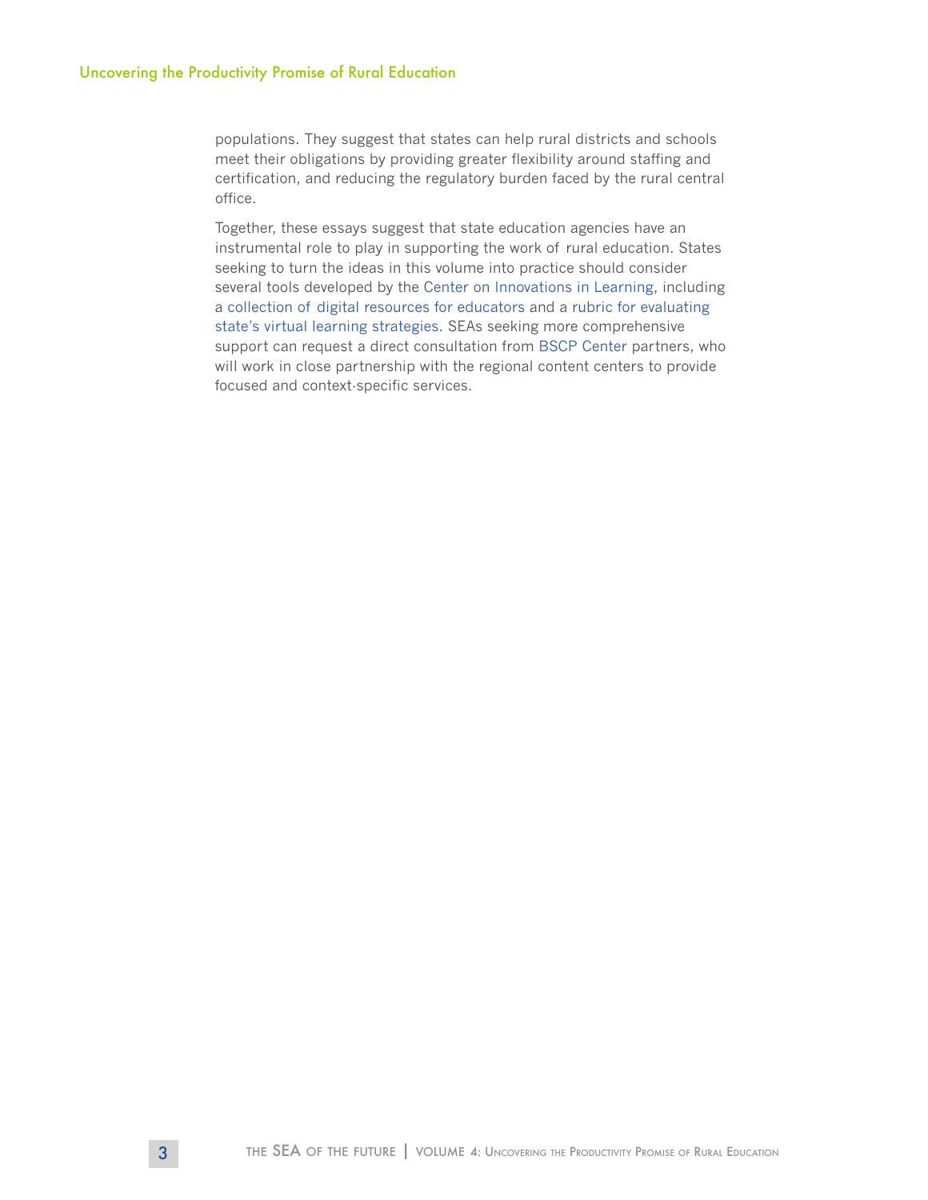populations. They suggest that states can help rural districts and schools meet their obligations by providing greater flexibility around staffing and certification, and reducing the regulatory burden faced by the rural central office.

Together, these essays suggest that state education agencies have an instrumental role to play in supporting the work of rural education. States seeking to turn the ideas in this volume into practice should consider several tools developed by the Center on Innovations in Learning, including a collection of digital resources for educators and a rubric for evaluating state's virtual learning strategies. SEAs seeking more comprehensive support can request a direct consultation from BSCP Center partners, who will work in close partnership with the regional content centers to provide focused and context-specific services.